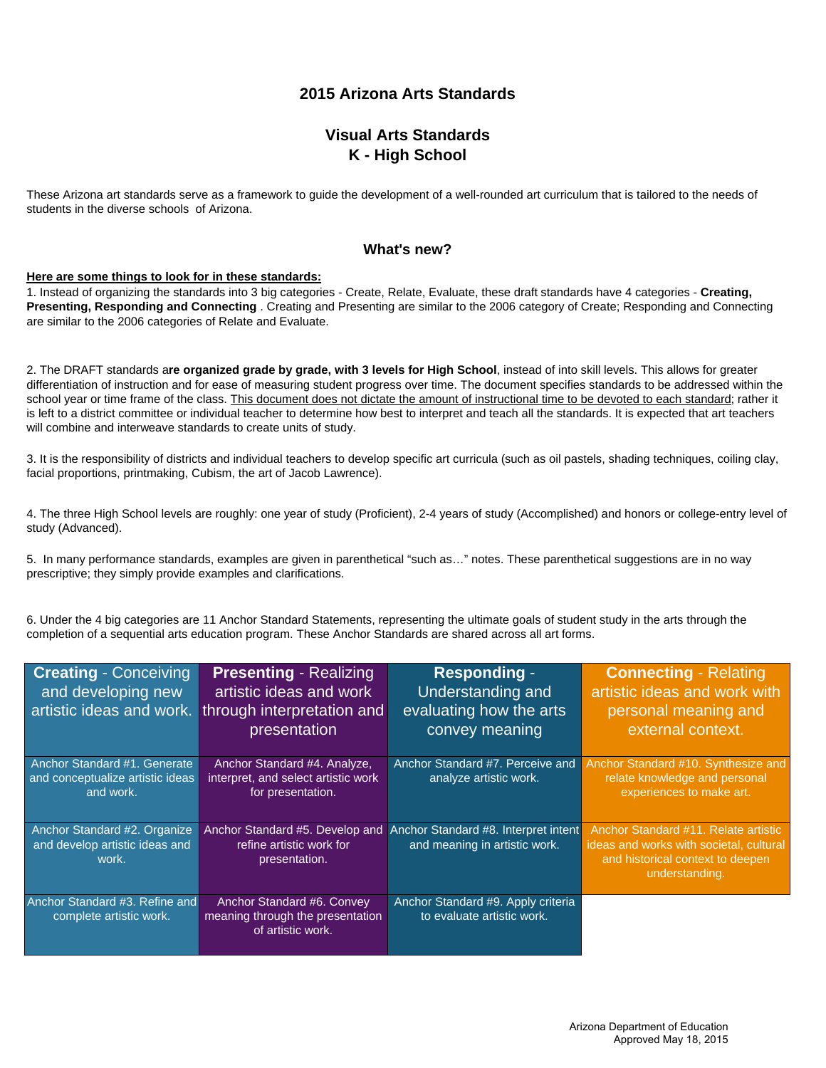# 2015 Arizona Arts Standards

## Visual Arts Standards
## K - High School

These Arizona art standards serve as a framework to guide the development of a well-rounded art curriculum that is tailored to the needs of students in the diverse schools of Arizona.

### What's new?

**Here are some things to look for in these standards:**

1. Instead of organizing the standards into 3 big categories - Create, Relate, Evaluate, these draft standards have 4 categories - **Creating, Presenting, Responding and Connecting** . Creating and Presenting are similar to the 2006 category of Create; Responding and Connecting are similar to the 2006 categories of Relate and Evaluate.

2. The DRAFT standards a**re organized grade by grade, with 3 levels for High School**, instead of into skill levels. This allows for greater differentiation of instruction and for ease of measuring student progress over time. The document specifies standards to be addressed within the school year or time frame of the class. This document does not dictate the amount of instructional time to be devoted to each standard; rather it is left to a district committee or individual teacher to determine how best to interpret and teach all the standards. It is expected that art teachers will combine and interweave standards to create units of study.

3. It is the responsibility of districts and individual teachers to develop specific art curricula (such as oil pastels, shading techniques, coiling clay, facial proportions, printmaking, Cubism, the art of Jacob Lawrence).

4. The three High School levels are roughly: one year of study (Proficient), 2-4 years of study (Accomplished) and honors or college-entry level of study (Advanced).

5. In many performance standards, examples are given in parenthetical "such as…" notes. These parenthetical suggestions are in no way prescriptive; they simply provide examples and clarifications.

6. Under the 4 big categories are 11 Anchor Standard Statements, representing the ultimate goals of student study in the arts through the completion of a sequential arts education program. These Anchor Standards are shared across all art forms.

| **Creating** - Conceiving and developing new artistic ideas and work. | **Presenting** - Realizing artistic ideas and work through interpretation and presentation | **Responding** - Understanding and evaluating how the arts convey meaning | **Connecting** - Relating artistic ideas and work with personal meaning and external context. |
|---|---|---|---|
| Anchor Standard #1. Generate and conceptualize artistic ideas and work. | Anchor Standard #4. Analyze, interpret, and select artistic work for presentation. | Anchor Standard #7. Perceive and analyze artistic work. | Anchor Standard #10. Synthesize and relate knowledge and personal experiences to make art. |
| Anchor Standard #2. Organize and develop artistic ideas and work. | Anchor Standard #5. Develop and refine artistic work for presentation. | Anchor Standard #8. Interpret intent and meaning in artistic work. | Anchor Standard #11. Relate artistic ideas and works with societal, cultural and historical context to deepen understanding. |
| Anchor Standard #3. Refine and complete artistic work. | Anchor Standard #6. Convey meaning through the presentation of artistic work. | Anchor Standard #9. Apply criteria to evaluate artistic work. | |

Arizona Department of Education
Approved May 18, 2015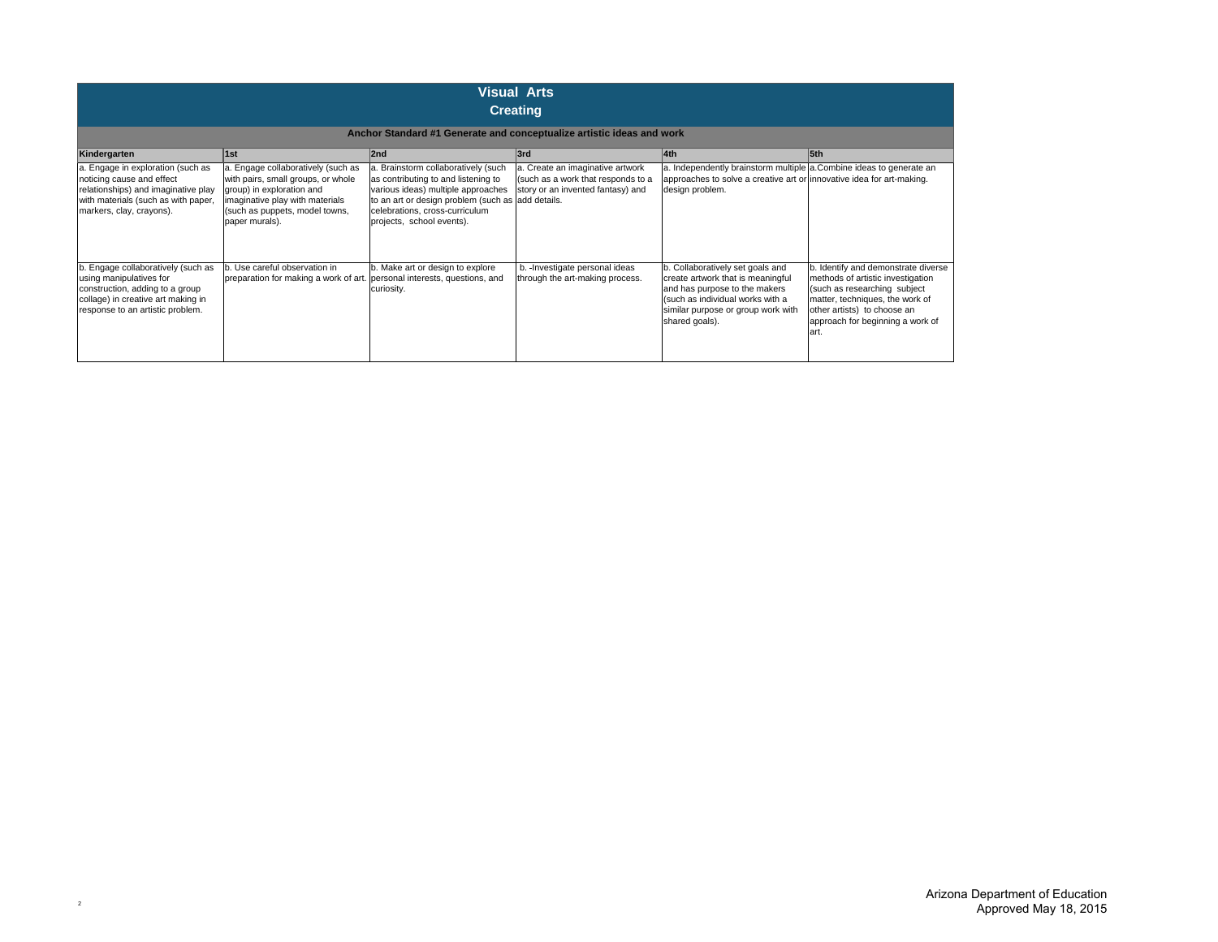# Visual Arts

## Creating

### Anchor Standard #1 Generate and conceptualize artistic ideas and work

| Kindergarten | 1st | 2nd | 3rd | 4th | 5th |
|---|---|---|---|---|---|
| a. Engage in exploration (such as noticing cause and effect relationships) and imaginative play with materials (such as with paper, markers, clay, crayons). | a. Engage collaboratively (such as with pairs, small groups, or whole group) in exploration and imaginative play with materials (such as puppets, model towns, paper murals). | a. Brainstorm collaboratively (such as contributing to and listening to various ideas) multiple approaches to an art or design problem (such as celebrations, cross-curriculum projects, school events). | a. Create an imaginative artwork (such as a work that responds to a story or an invented fantasy) and add details. | a. Independently brainstorm multiple approaches to solve a creative art or design problem. | a.Combine ideas to generate an innovative idea for art-making. |
| b. Engage collaboratively (such as using manipulatives for construction, adding to a group collage) in creative art making in response to an artistic problem. | b. Use careful observation in preparation for making a work of art. | b. Make art or design to explore personal interests, questions, and curiosity. | b. -Investigate personal ideas through the art-making process. | b. Collaboratively set goals and create artwork that is meaningful and has purpose to the makers (such as individual works with a similar purpose or group work with shared goals). | b. Identify and demonstrate diverse methods of artistic investigation (such as researching subject matter, techniques, the work of other artists) to choose an approach for beginning a work of art. |

Arizona Department of Education
Approved May 18, 2015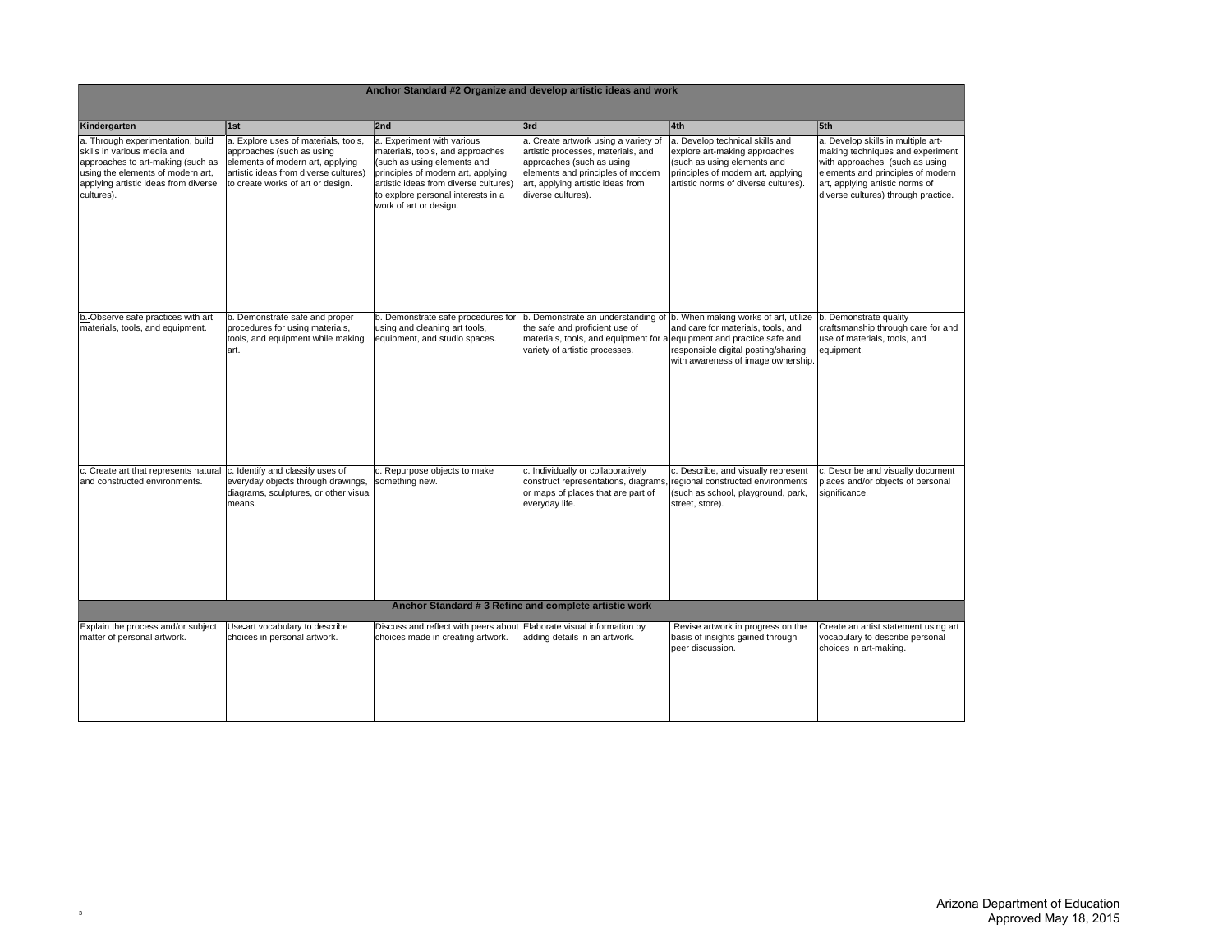| Anchor Standard #2 Organize and develop artistic ideas and work | | | | | |
|---|---|---|---|---|---|
| **Kindergarten** | **1st** | **2nd** | **3rd** | **4th** | **5th** |
| a. Through experimentation, build skills in various media and approaches to art-making (such as using the elements of modern art, applying artistic ideas from diverse cultures). | a. Explore uses of materials, tools, approaches (such as using elements of modern art, applying artistic ideas from diverse cultures) to create works of art or design. | a. Experiment with various materials, tools, and approaches (such as using elements and principles of modern art, applying artistic ideas from diverse cultures) to explore personal interests in a work of art or design. | a. Create artwork using a variety of artistic processes, materials, and approaches (such as using elements and principles of modern art, applying artistic ideas from diverse cultures). | a. Develop technical skills and explore art-making approaches (such as using elements and principles of modern art, applying artistic norms of diverse cultures). | a. Develop skills in multiple art-making techniques and experiment with approaches (such as using elements and principles of modern art, applying artistic norms of diverse cultures) through practice. |
| b. Observe safe practices with art materials, tools, and equipment. | b. Demonstrate safe and proper procedures for using materials, tools, and equipment while making art. | b. Demonstrate safe procedures for using and cleaning art tools, equipment, and studio spaces. | b. Demonstrate an understanding of the safe and proficient use of materials, tools, and equipment for a variety of artistic processes. | b. When making works of art, utilize and care for materials, tools, and equipment and practice safe and responsible digital posting/sharing with awareness of image ownership. | b. Demonstrate quality craftsmanship through care for and use of materials, tools, and equipment. |
| c. Create art that represents natural and constructed environments. | c. Identify and classify uses of everyday objects through drawings, diagrams, sculptures, or other visual means. | c. Repurpose objects to make something new. | c. Individually or collaboratively construct representations, diagrams, or maps of places that are part of everyday life. | c. Describe, and visually represent regional constructed environments (such as school, playground, park, street, store). | c. Describe and visually document places and/or objects of personal significance. |
| **Anchor Standard # 3 Refine and complete artistic work** | | | | | |
| Explain the process and/or subject matter of personal artwork. | Use art vocabulary to describe choices in personal artwork. | Discuss and reflect with peers about choices made in creating artwork. | Elaborate visual information by adding details in an artwork. | Revise artwork in progress on the basis of insights gained through peer discussion. | Create an artist statement using art vocabulary to describe personal choices in art-making. |

Arizona Department of Education
Approved May 18, 2015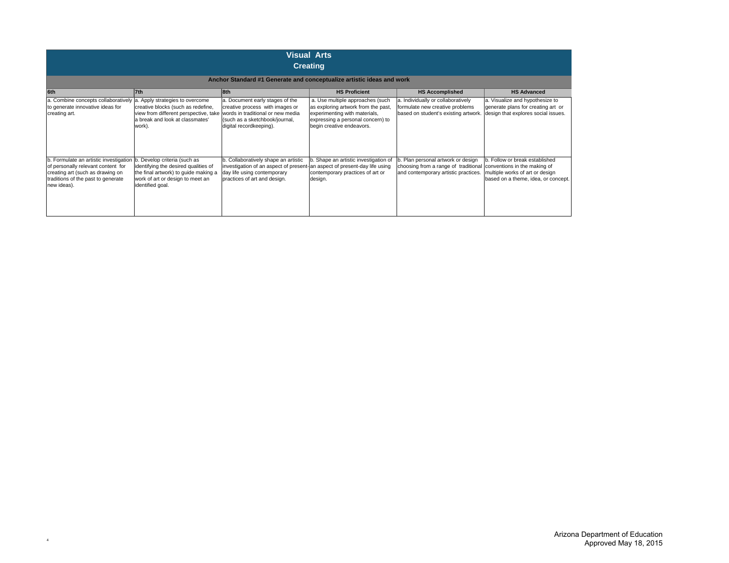# Visual Arts

## Creating

### Anchor Standard #1 Generate and conceptualize artistic ideas and work

| 6th | 7th | 8th | HS Proficient | HS Accomplished | HS Advanced |
|---|---|---|---|---|---|
| a. Combine concepts collaboratively to generate innovative ideas for creating art. | a. Apply strategies to overcome creative blocks (such as redefine, view from different perspective, take a break and look at classmates' work). | a. Document early stages of the creative process with images or words in traditional or new media (such as a sketchbook/journal, digital recordkeeping). | a. Use multiple approaches (such as exploring artwork from the past, experimenting with materials, expressing a personal concern) to begin creative endeavors. | a. Individually or collaboratively formulate new creative problems based on student's existing artwork. | a. Visualize and hypothesize to generate plans for creating art or design that explores social issues. |
| b. Formulate an artistic investigation of personally relevant content for creating art (such as drawing on traditions of the past to generate new ideas). | b. Develop criteria (such as identifying the desired qualities of the final artwork) to guide making a work of art or design to meet an identified goal. | b. Collaboratively shape an artistic investigation of an aspect of present-day life using contemporary practices of art and design. | b. Shape an artistic investigation of an aspect of present-day life using contemporary practices of art or design. | b. Plan personal artwork or design choosing from a range of traditional and contemporary artistic practices. | b. Follow or break established conventions in the making of multiple works of art or design based on a theme, idea, or concept. |

Arizona Department of Education
Approved May 18, 2015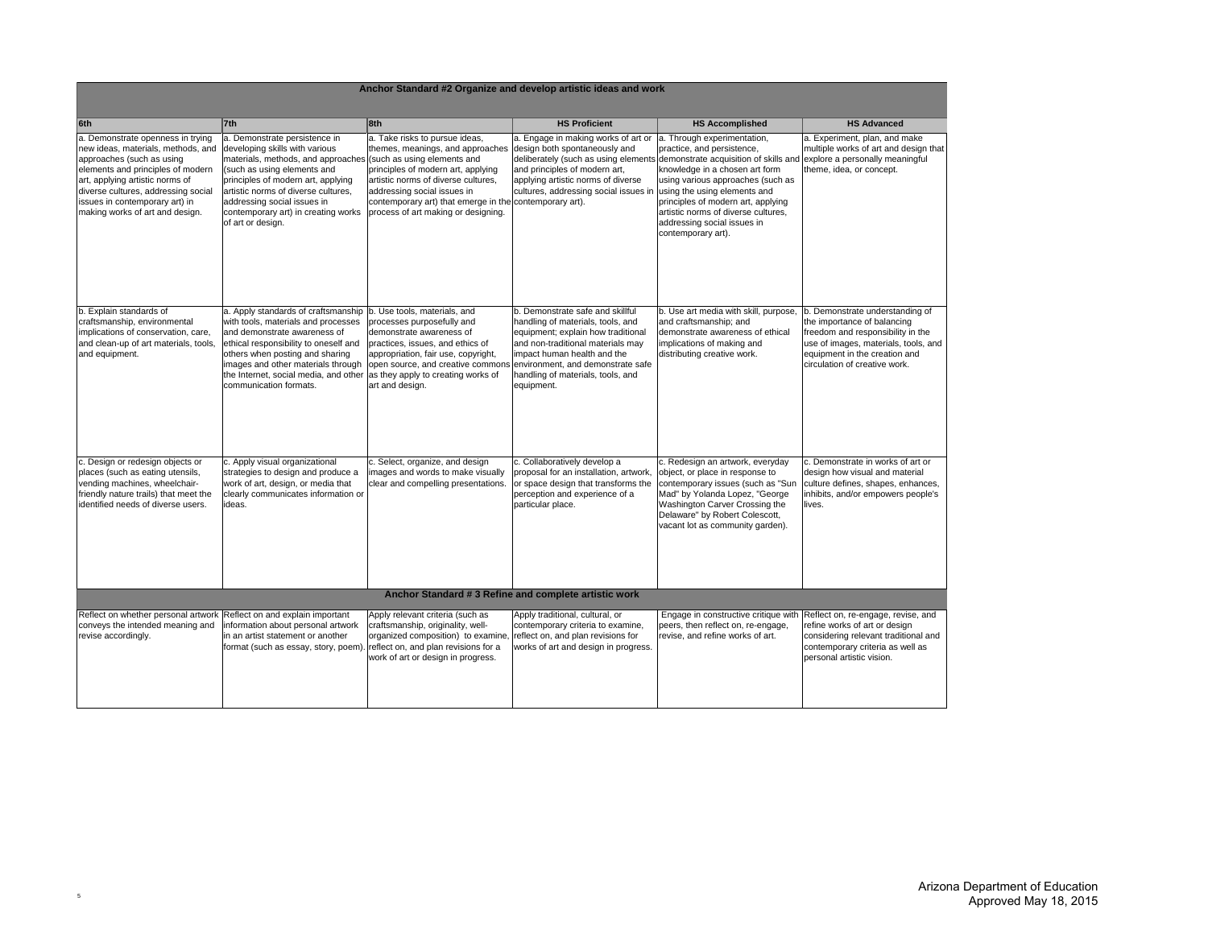| Anchor Standard #2 Organize and develop artistic ideas and work | | | | | |
|---|---|---|---|---|---|
| **6th** | **7th** | **8th** | **HS Proficient** | **HS Accomplished** | **HS Advanced** |
| a. Demonstrate openness in trying new ideas, materials, methods, and approaches (such as using elements and principles of modern art, applying artistic norms of diverse cultures, addressing social issues in contemporary art) in making works of art and design. | a. Demonstrate persistence in developing skills with various materials, methods, and approaches (such as using elements and principles of modern art, applying artistic norms of diverse cultures, addressing social issues in contemporary art) in creating works of art or design. | a. Take risks to pursue ideas, themes, meanings, and approaches (such as using elements and principles of modern art, applying artistic norms of diverse cultures, addressing social issues in contemporary art) that emerge in the process of art making or designing. | a. Engage in making works of art or design both spontaneously and deliberately (such as using elements and principles of modern art, applying artistic norms of diverse cultures, addressing social issues in contemporary art). | a. Through experimentation, practice, and persistence, demonstrate acquisition of skills and knowledge in a chosen art form using various approaches (such as using the using elements and principles of modern art, applying artistic norms of diverse cultures, addressing social issues in contemporary art). | a. Experiment, plan, and make multiple works of art and design that explore a personally meaningful theme, idea, or concept. |
| b. Explain standards of craftsmanship, environmental implications of conservation, care, and clean-up of art materials, tools, and equipment. | a. Apply standards of craftsmanship with tools, materials and processes and demonstrate awareness of ethical responsibility to oneself and others when posting and sharing images and other materials through the Internet, social media, and other communication formats. | b. Use tools, materials, and processes purposefully and demonstrate awareness of practices, issues, and ethics of appropriation, fair use, copyright, open source, and creative commons as they apply to creating works of art and design. | b. Demonstrate safe and skillful handling of materials, tools, and equipment; explain how traditional and non-traditional materials may impact human health and the environment, and demonstrate safe handling of materials, tools, and equipment. | b. Use art media with skill, purpose, and craftsmanship; and demonstrate awareness of ethical implications of making and distributing creative work. | b. Demonstrate understanding of the importance of balancing freedom and responsibility in the use of images, materials, tools, and equipment in the creation and circulation of creative work. |
| c. Design or redesign objects or places (such as eating utensils, vending machines, wheelchair-friendly nature trails) that meet the identified needs of diverse users. | c. Apply visual organizational strategies to design and produce a work of art, design, or media that clearly communicates information or ideas. | c. Select, organize, and design images and words to make visually clear and compelling presentations. | c. Collaboratively develop a proposal for an installation, artwork, or space design that transforms the perception and experience of a particular place. | c. Redesign an artwork, everyday object, or place in response to contemporary issues (such as "Sun Mad" by Yolanda Lopez, "George Washington Carver Crossing the Delaware" by Robert Colescott, vacant lot as community garden). | c. Demonstrate in works of art or design how visual and material culture defines, shapes, enhances, inhibits, and/or empowers people's lives. |
| **Anchor Standard # 3 Refine and complete artistic work** | | | | | |
| Reflect on whether personal artwork conveys the intended meaning and revise accordingly. | Reflect on and explain important information about personal artwork in an artist statement or another format (such as essay, story, poem). | Apply relevant criteria (such as craftsmanship, originality, well-organized composition) to examine, reflect on, and plan revisions for a work of art or design in progress. | Apply traditional, cultural, or contemporary criteria to examine, reflect on, and plan revisions for works of art and design in progress. | Engage in constructive critique with peers, then reflect on, re-engage, revise, and refine works of art. | Reflect on, re-engage, revise, and refine works of art or design considering relevant traditional and contemporary criteria as well as personal artistic vision. |

Arizona Department of Education
Approved May 18, 2015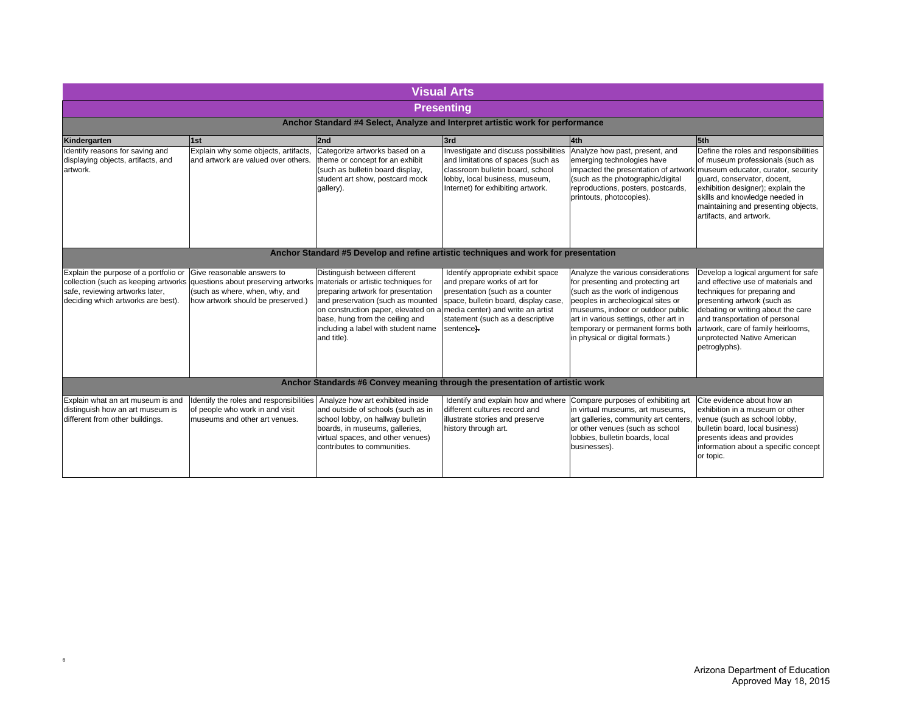# Visual Arts

## Presenting

| Anchor Standard #4 Select, Analyze and Interpret artistic work for performance | | | | | |
|---|---|---|---|---|---|
| **Kindergarten** | **1st** | **2nd** | **3rd** | **4th** | **5th** |
| Identify reasons for saving and displaying objects, artifacts, and artwork. | Explain why some objects, artifacts, and artwork are valued over others. | Categorize artworks based on a theme or concept for an exhibit (such as bulletin board display, student art show, postcard mock gallery). | Investigate and discuss possibilities and limitations of spaces (such as classroom bulletin board, school lobby, local business, museum, Internet) for exhibiting artwork. | Analyze how past, present, and emerging technologies have impacted the presentation of artwork (such as the photographic/digital reproductions, posters, postcards, printouts, photocopies). | Define the roles and responsibilities of museum professionals (such as museum educator, curator, security guard, conservator, docent, exhibition designer); explain the skills and knowledge needed in maintaining and presenting objects, artifacts, and artwork. |
| **Anchor Standard #5 Develop and refine artistic techniques and work for presentation** | | | | | |
| Explain the purpose of a portfolio or collection (such as keeping artworks safe, reviewing artworks later, deciding which artworks are best). | Give reasonable answers to questions about preserving artworks (such as where, when, why, and how artwork should be preserved.) | Distinguish between different materials or artistic techniques for preparing artwork for presentation and preservation (such as mounted on construction paper, elevated on a base, hung from the ceiling and including a label with student name and title). | Identify appropriate exhibit space and prepare works of art for presentation (such as a counter space, bulletin board, display case, media center) and write an artist statement (such as a descriptive sentence). | Analyze the various considerations for presenting and protecting art (such as the work of indigenous peoples in archeological sites or museums, indoor or outdoor public art in various settings, other art in temporary or permanent forms both in physical or digital formats.) | Develop a logical argument for safe and effective use of materials and techniques for preparing and presenting artwork (such as debating or writing about the care and transportation of personal artwork, care of family heirlooms, unprotected Native American petroglyphs). |
| **Anchor Standards #6 Convey meaning through the presentation of artistic work** | | | | | |
| Explain what an art museum is and distinguish how an art museum is different from other buildings. | Identify the roles and responsibilities of people who work in and visit museums and other art venues. | Analyze how art exhibited inside and outside of schools (such as in school lobby, on hallway bulletin boards, in museums, galleries, virtual spaces, and other venues) contributes to communities. | Identify and explain how and where different cultures record and illustrate stories and preserve history through art. | Compare purposes of exhibiting art in virtual museums, art museums, art galleries, community art centers, or other venues (such as school lobbies, bulletin boards, local businesses). | Cite evidence about how an exhibition in a museum or other venue (such as school lobby, bulletin board, local business) presents ideas and provides information about a specific concept or topic. |

Arizona Department of Education
Approved May 18, 2015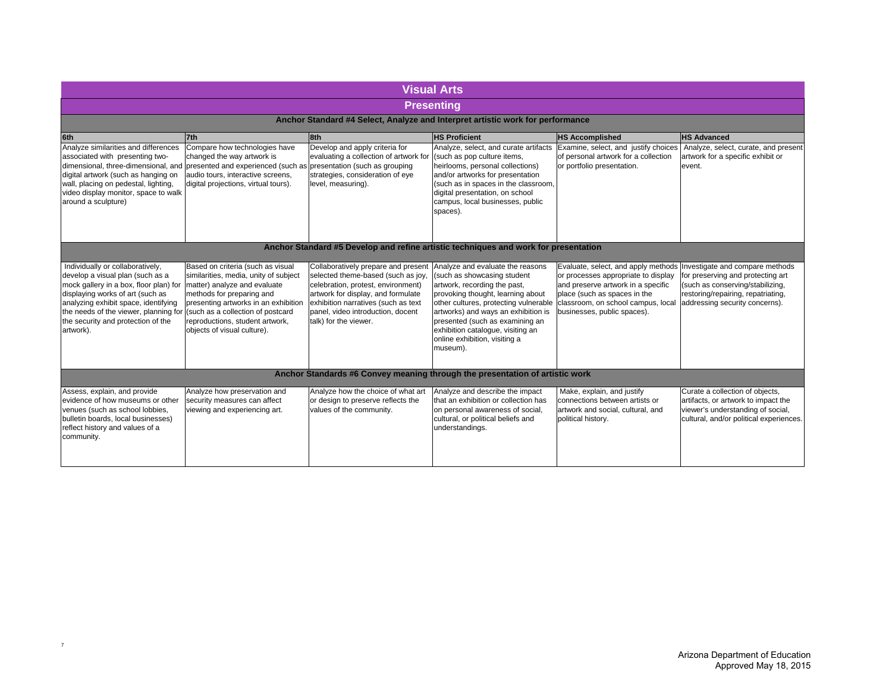| Visual Arts | | | | | |
|---|---|---|---|---|---|
| **Presenting** | | | | | |
| **Anchor Standard #4 Select, Analyze and Interpret artistic work for performance** | | | | | |
| **6th** | **7th** | **8th** | **HS Proficient** | **HS Accomplished** | **HS Advanced** |
| Analyze similarities and differences associated with presenting two-dimensional, three-dimensional, and digital artwork (such as hanging on wall, placing on pedestal, lighting, video display monitor, space to walk around a sculpture) | Compare how technologies have changed the way artwork is presented and experienced (such as audio tours, interactive screens, digital projections, virtual tours). | Develop and apply criteria for evaluating a collection of artwork for presentation (such as grouping strategies, consideration of eye level, measuring). | Analyze, select, and curate artifacts (such as pop culture items, heirlooms, personal collections) and/or artworks for presentation (such as in spaces in the classroom, digital presentation, on school campus, local businesses, public spaces). | Examine, select, and justify choices of personal artwork for a collection or portfolio presentation. | Analyze, select, curate, and present artwork for a specific exhibit or event. |
| **Anchor Standard #5 Develop and refine artistic techniques and work for presentation** | | | | | |
| Individually or collaboratively, develop a visual plan (such as a mock gallery in a box, floor plan) for displaying works of art (such as analyzing exhibit space, identifying the needs of the viewer, planning for the security and protection of the artwork). | Based on criteria (such as visual similarities, media, unity of subject matter) analyze and evaluate methods for preparing and presenting artworks in an exhibition (such as a collection of postcard reproductions, student artwork, objects of visual culture). | Collaboratively prepare and present selected theme-based (such as joy, celebration, protest, environment) artwork for display, and formulate exhibition narratives (such as text panel, video introduction, docent talk) for the viewer. | Analyze and evaluate the reasons (such as showcasing student artwork, recording the past, provoking thought, learning about other cultures, protecting vulnerable artworks) and ways an exhibition is presented (such as examining an exhibition catalogue, visiting an online exhibition, visiting a museum). | Evaluate, select, and apply methods or processes appropriate to display and preserve artwork in a specific place (such as spaces in the classroom, on school campus, local businesses, public spaces). | Investigate and compare methods for preserving and protecting art (such as conserving/stabilizing, restoring/repairing, repatriating, addressing security concerns). |
| **Anchor Standards #6 Convey meaning through the presentation of artistic work** | | | | | |
| Assess, explain, and provide evidence of how museums or other venues (such as school lobbies, bulletin boards, local businesses) reflect history and values of a community. | Analyze how preservation and security measures can affect viewing and experiencing art. | Analyze how the choice of what art or design to preserve reflects the values of the community. | Analyze and describe the impact that an exhibition or collection has on personal awareness of social, cultural, or political beliefs and understandings. | Make, explain, and justify connections between artists or artwork and social, cultural, and political history. | Curate a collection of objects, artifacts, or artwork to impact the viewer's understanding of social, cultural, and/or political experiences. |

Arizona Department of Education
Approved May 18, 2015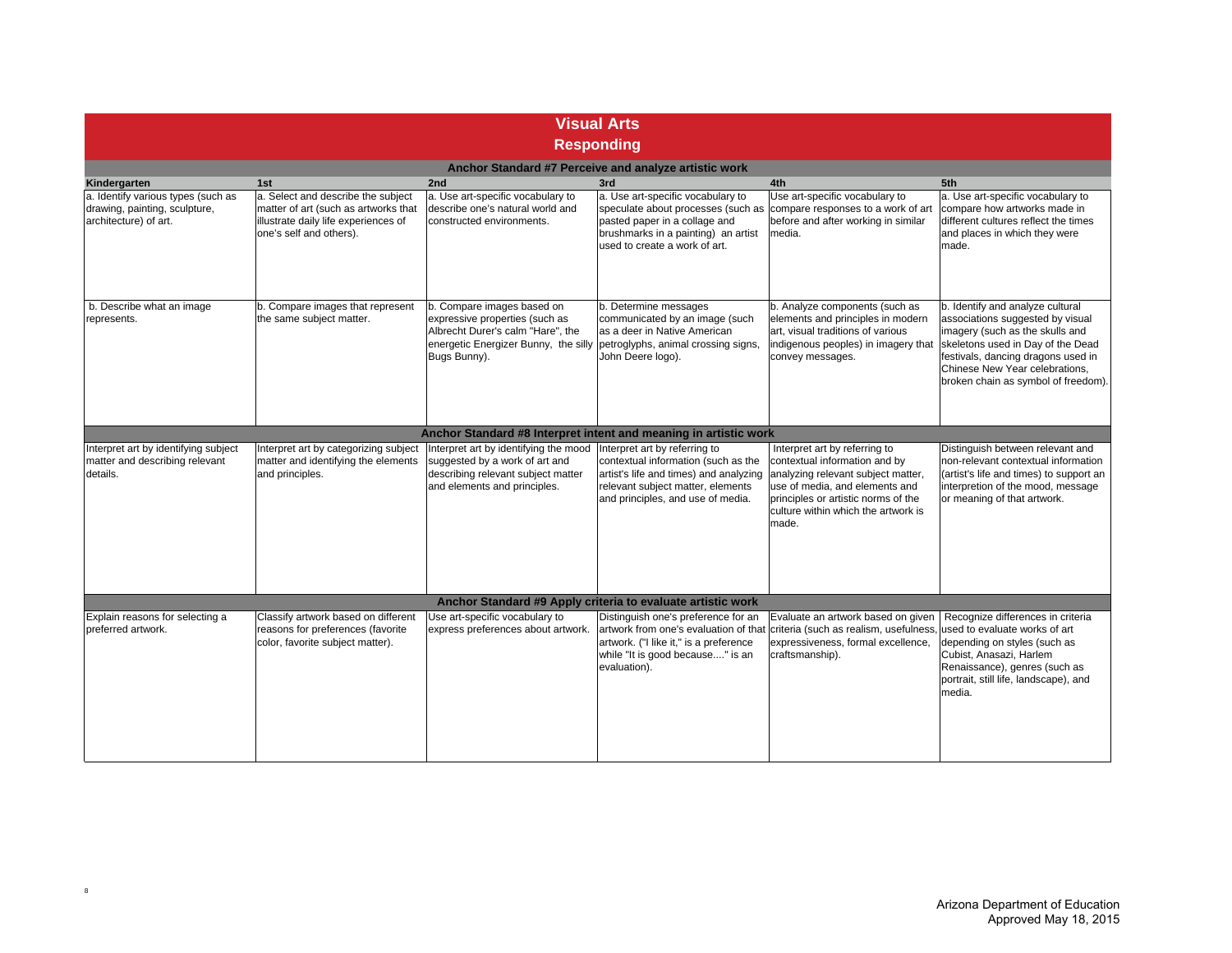# Visual Arts

## Responding

| Kindergarten | 1st | 2nd | 3rd | 4th | 5th |
|---|---|---|---|---|---|
| **Anchor Standard #7 Perceive and analyze artistic work** | | | | | |
| a. Identify various types (such as drawing, painting, sculpture, architecture) of art. | a. Select and describe the subject matter of art (such as artworks that illustrate daily life experiences of one's self and others). | a. Use art-specific vocabulary to describe one's natural world and constructed environments. | a. Use art-specific vocabulary to speculate about processes (such as pasted paper in a collage and brushmarks in a painting) an artist used to create a work of art. | Use art-specific vocabulary to compare responses to a work of art before and after working in similar media. | a. Use art-specific vocabulary to compare how artworks made in different cultures reflect the times and places in which they were made. |
| b. Describe what an image represents. | b. Compare images that represent the same subject matter. | b. Compare images based on expressive properties (such as Albrecht Durer's calm "Hare", the energetic Energizer Bunny, the silly Bugs Bunny). | b. Determine messages communicated by an image (such as a deer in Native American petroglyphs, animal crossing signs, John Deere logo). | b. Analyze components (such as elements and principles in modern art, visual traditions of various indigenous peoples) in imagery that convey messages. | b. Identify and analyze cultural associations suggested by visual imagery (such as the skulls and skeletons used in Day of the Dead festivals, dancing dragons used in Chinese New Year celebrations, broken chain as symbol of freedom). |
| **Anchor Standard #8 Interpret intent and meaning in artistic work** | | | | | |
| Interpret art by identifying subject matter and describing relevant details. | Interpret art by categorizing subject matter and identifying the elements and principles. | Interpret art by identifying the mood suggested by a work of art and describing relevant subject matter and elements and principles. | Interpret art by referring to contextual information (such as the artist's life and times) and analyzing relevant subject matter, elements and principles, and use of media. | Interpret art by referring to contextual information and by analyzing relevant subject matter, use of media, and elements and principles or artistic norms of the culture within which the artwork is made. | Distinguish between relevant and non-relevant contextual information (artist's life and times) to support an interpretion of the mood, message or meaning of that artwork. |
| **Anchor Standard #9 Apply criteria to evaluate artistic work** | | | | | |
| Explain reasons for selecting a preferred artwork. | Classify artwork based on different reasons for preferences (favorite color, favorite subject matter). | Use art-specific vocabulary to express preferences about artwork. | Distinguish one's preference for an artwork from one's evaluation of that artwork. ("I like it," is a preference while "It is good because...." is an evaluation). | Evaluate an artwork based on given criteria (such as realism, usefulness, expressiveness, formal excellence, craftsmanship). | Recognize differences in criteria used to evaluate works of art depending on styles (such as Cubist, Anasazi, Harlem Renaissance), genres (such as portrait, still life, landscape), and media. |

Arizona Department of Education
Approved May 18, 2015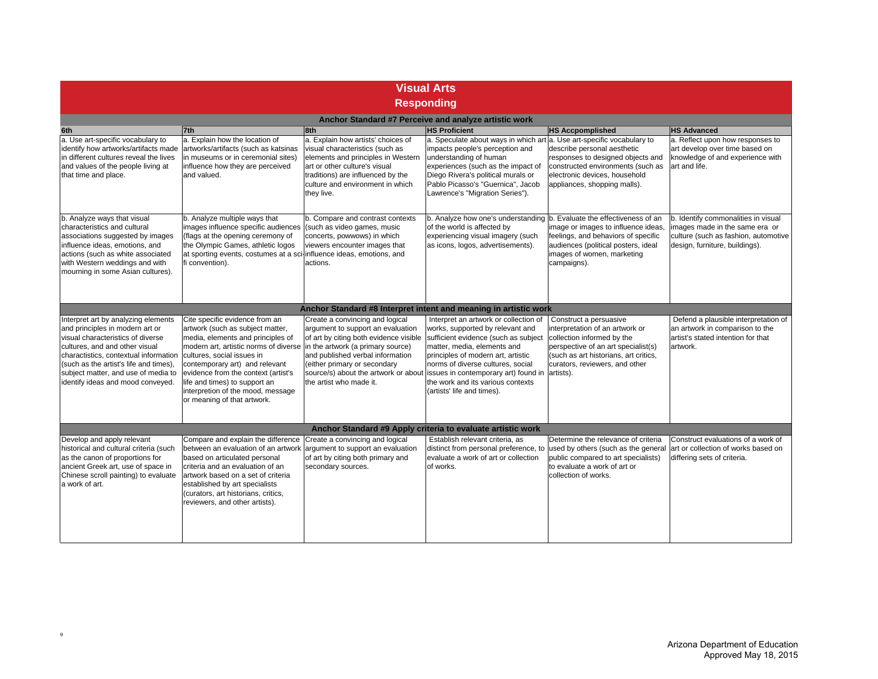# Visual Arts

## Responding

| 6th | 7th | 8th | HS Proficient | HS Accpomplished | HS Advanced |
|---|---|---|---|---|---|
| **Anchor Standard #7 Perceive and analyze artistic work** | | | | | |
| a. Use art-specific vocabulary to identify how artworks/artifacts made in different cultures reveal the lives and values of the people living at that time and place. | a. Explain how the location of artworks/artifacts (such as katsinas in museums or in ceremonial sites) influence how they are perceived and valued. | a. Explain how artists' choices of visual characteristics (such as elements and principles in Western art or other culture's visual traditions) are influenced by the culture and environment in which they live. | a. Speculate about ways in which art impacts people's perception and understanding of human experiences (such as the impact of Diego Rivera's political murals or Pablo Picasso's "Guernica", Jacob Lawrence's "Migration Series"). | a. Use art-specific vocabulary to describe personal aesthetic responses to designed objects and constructed environments (such as electronic devices, household appliances, shopping malls). | a. Reflect upon how responses to art develop over time based on knowledge of and experience with art and life. |
| b. Analyze ways that visual characteristics and cultural associations suggested by images influence ideas, emotions, and actions (such as white associated with Western weddings and with mourning in some Asian cultures). | b. Analyze multiple ways that images influence specific audiences (flags at the opening ceremony of the Olympic Games, athletic logos at sporting events, costumes at a sci-fi convention). | b. Compare and contrast contexts (such as video games, music concerts, powwows) in which viewers encounter images that influence ideas, emotions, and actions. | b. Analyze how one's understanding of the world is affected by experiencing visual imagery (such as icons, logos, advertisements). | b. Evaluate the effectiveness of an image or images to influence ideas, feelings, and behaviors of specific audiences (political posters, ideal images of women, marketing campaigns). | b. Identify commonalities in visual images made in the same era or culture (such as fashion, automotive design, furniture, buildings). |
| **Anchor Standard #8 Interpret intent and meaning in artistic work** | | | | | |
| Interpret art by analyzing elements and principles in modern art or visual characteristics of diverse cultures, and and other visual charactistics, contextual information (such as the artist's life and times), subject matter, and use of media to identify ideas and mood conveyed. | Cite specific evidence from an artwork (such as subject matter, media, elements and principles of modern art, artistic norms of diverse cultures, social issues in contemporary art) and relevant evidence from the context (artist's life and times) to support an interpretion of the mood, message or meaning of that artwork. | Create a convincing and logical argument to support an evaluation of art by citing both evidence visible in the artwork (a primary source) and published verbal information (either primary or secondary source/s) about the artwork or about the artist who made it. | Interpret an artwork or collection of works, supported by relevant and sufficient evidence (such as subject matter, media, elements and principles of modern art, artistic norms of diverse cultures, social issues in contemporary art) found in the work and its various contexts (artists' life and times). | Construct a persuasive interpretation of an artwork or collection informed by the perspective of an art specialist(s) (such as art historians, art critics, curators, reviewers, and other artists). | Defend a plausible interpretation of an artwork in comparison to the artist's stated intention for that artwork. |
| **Anchor Standard #9 Apply criteria to evaluate artistic work** | | | | | |
| Develop and apply relevant historical and cultural criteria (such as the canon of proportions for ancient Greek art, use of space in Chinese scroll painting) to evaluate a work of art. | Compare and explain the difference between an evaluation of an artwork based on articulated personal criteria and an evaluation of an artwork based on a set of criteria established by art specialists (curators, art historians, critics, reviewers, and other artists). | Create a convincing and logical argument to support an evaluation of art by citing both primary and secondary sources. | Establish relevant criteria, as distinct from personal preference, to evaluate a work of art or collection of works. | Determine the relevance of criteria used by others (such as the general public compared to art specialists) to evaluate a work of art or collection of works. | Construct evaluations of a work of art or collection of works based on differing sets of criteria. |

Arizona Department of Education
Approved May 18, 2015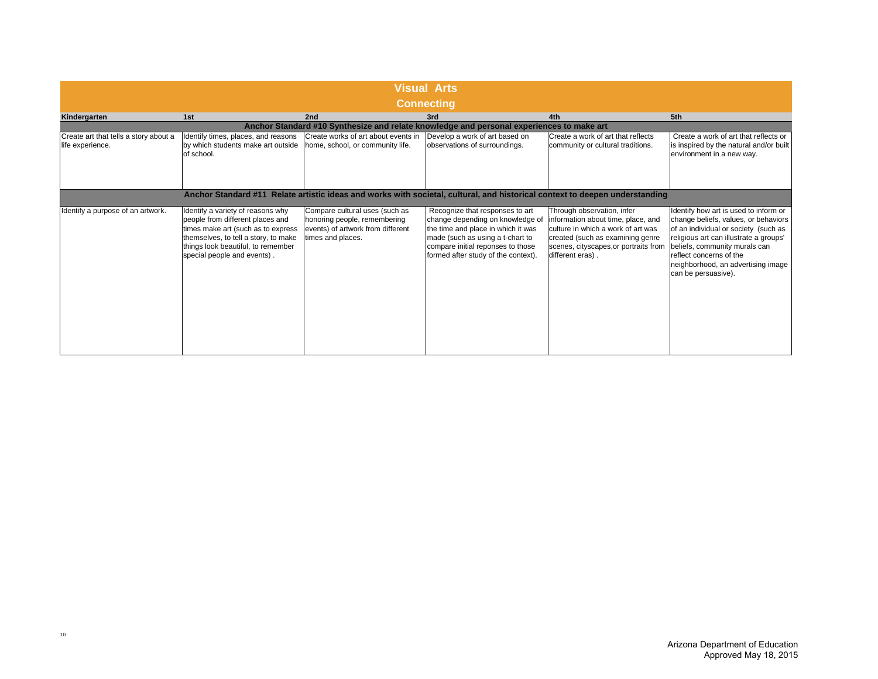# Visual Arts

## Connecting

| Kindergarten | 1st | 2nd | 3rd | 4th | 5th |
|---|---|---|---|---|---|
| **Anchor Standard #10 Synthesize and relate knowledge and personal experiences to make art** | | | | | |
| Create art that tells a story about a life experience. | Identify times, places, and reasons by which students make art outside of school. | Create works of art about events in home, school, or community life. | Develop a work of art based on observations of surroundings. | Create a work of art that reflects community or cultural traditions. | Create a work of art that reflects or is inspired by the natural and/or built environment in a new way. |
| **Anchor Standard #11 Relate artistic ideas and works with societal, cultural, and historical context to deepen understanding** | | | | | |
| Identify a purpose of an artwork. | Identify a variety of reasons why people from different places and times make art (such as to express themselves, to tell a story, to make things look beautiful, to remember special people and events) . | Compare cultural uses (such as honoring people, remembering events) of artwork from different times and places. | Recognize that responses to art change depending on knowledge of the time and place in which it was made (such as using a t-chart to compare initial reponses to those formed after study of the context). | Through observation, infer information about time, place, and culture in which a work of art was created (such as examining genre scenes, cityscapes,or portraits from different eras) . | Identify how art is used to inform or change beliefs, values, or behaviors of an individual or society (such as religious art can illustrate a groups' beliefs, community murals can reflect concerns of the neighborhood, an advertising image can be persuasive). |

Arizona Department of Education
Approved May 18, 2015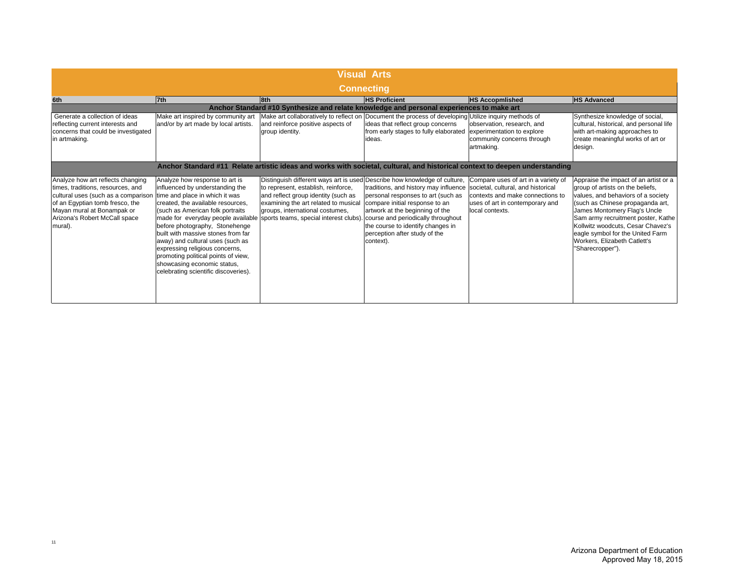# Visual Arts

## Connecting

| 6th | 7th | 8th | HS Proficient | HS Accopmlished | HS Advanced |
|---|---|---|---|---|---|
| **Anchor Standard #10 Synthesize and relate knowledge and personal experiences to make art** | | | | | |
| Generate a collection of ideas reflecting current interests and concerns that could be investigated in artmaking. | Make art inspired by community art and/or by art made by local artists. | Make art collaboratively to reflect on and reinforce positive aspects of group identity. | Document the process of developing ideas that reflect group concerns from early stages to fully elaborated ideas. | Utilize inquiry methods of observation, research, and experimentation to explore community concerns through artmaking. | Synthesize knowledge of social, cultural, historical, and personal life with art-making approaches to create meaningful works of art or design. |
| **Anchor Standard #11 Relate artistic ideas and works with societal, cultural, and historical context to deepen understanding** | | | | | |
| Analyze how art reflects changing times, traditions, resources, and cultural uses (such as a comparison of an Egyptian tomb fresco, the Mayan mural at Bonampak or Arizona's Robert McCall space mural). | Analyze how response to art is influenced by understanding the time and place in which it was created, the available resources, (such as American folk portraits made for everyday people available before photography, Stonehenge built with massive stones from far away) and cultural uses (such as expressing religious concerns, promoting political points of view, showcasing economic status, celebrating scientific discoveries). | Distinguish different ways art is used to represent, establish, reinforce, and reflect group identity (such as examining the art related to musical groups, international costumes, sports teams, special interest clubs). | Describe how knowledge of culture, traditions, and history may influence personal responses to art (such as compare initial response to an artwork at the beginning of the course and periodically throughout the course to identify changes in perception after study of the context). | Compare uses of art in a variety of societal, cultural, and historical contexts and make connections to uses of art in contemporary and local contexts. | Appraise the impact of an artist or a group of artists on the beliefs, values, and behaviors of a society (such as Chinese propaganda art, James Montomery Flag's Uncle Sam army recruitment poster, Kathe Kollwitz woodcuts, Cesar Chavez's eagle symbol for the United Farm Workers, Elizabeth Catlett's "Sharecropper"). |

Arizona Department of Education
Approved May 18, 2015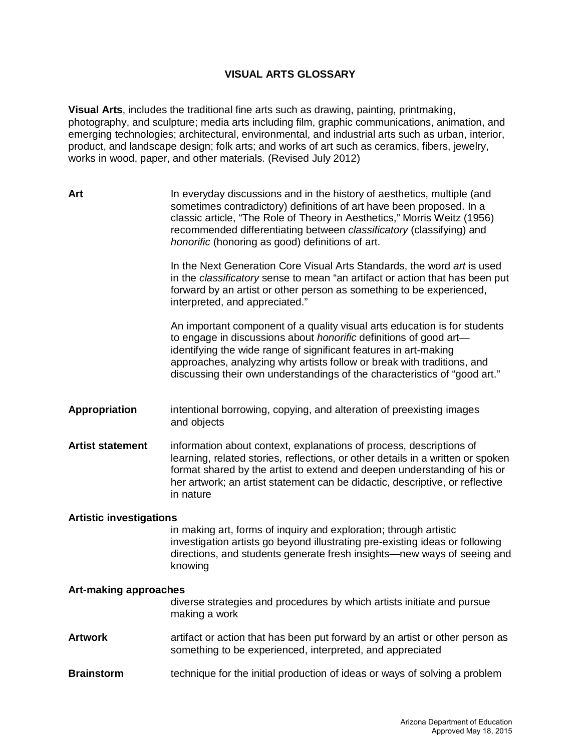# VISUAL ARTS GLOSSARY

**Visual Arts**, includes the traditional fine arts such as drawing, painting, printmaking, photography, and sculpture; media arts including film, graphic communications, animation, and emerging technologies; architectural, environmental, and industrial arts such as urban, interior, product, and landscape design; folk arts; and works of art such as ceramics, fibers, jewelry, works in wood, paper, and other materials. (Revised July 2012)

**Art**

In everyday discussions and in the history of aesthetics, multiple (and sometimes contradictory) definitions of art have been proposed. In a classic article, "The Role of Theory in Aesthetics," Morris Weitz (1956) recommended differentiating between *classificatory* (classifying) and *honorific* (honoring as good) definitions of art.

In the Next Generation Core Visual Arts Standards, the word *art* is used in the *classificatory* sense to mean "an artifact or action that has been put forward by an artist or other person as something to be experienced, interpreted, and appreciated."

An important component of a quality visual arts education is for students to engage in discussions about *honorific* definitions of good art—identifying the wide range of significant features in art-making approaches, analyzing why artists follow or break with traditions, and discussing their own understandings of the characteristics of "good art."

**Appropriation**

intentional borrowing, copying, and alteration of preexisting images and objects

**Artist statement**

information about context, explanations of process, descriptions of learning, related stories, reflections, or other details in a written or spoken format shared by the artist to extend and deepen understanding of his or her artwork; an artist statement can be didactic, descriptive, or reflective in nature

**Artistic investigations**

in making art, forms of inquiry and exploration; through artistic investigation artists go beyond illustrating pre-existing ideas or following directions, and students generate fresh insights—new ways of seeing and knowing

**Art-making approaches**

diverse strategies and procedures by which artists initiate and pursue making a work

**Artwork**

artifact or action that has been put forward by an artist or other person as something to be experienced, interpreted, and appreciated

**Brainstorm**

technique for the initial production of ideas or ways of solving a problem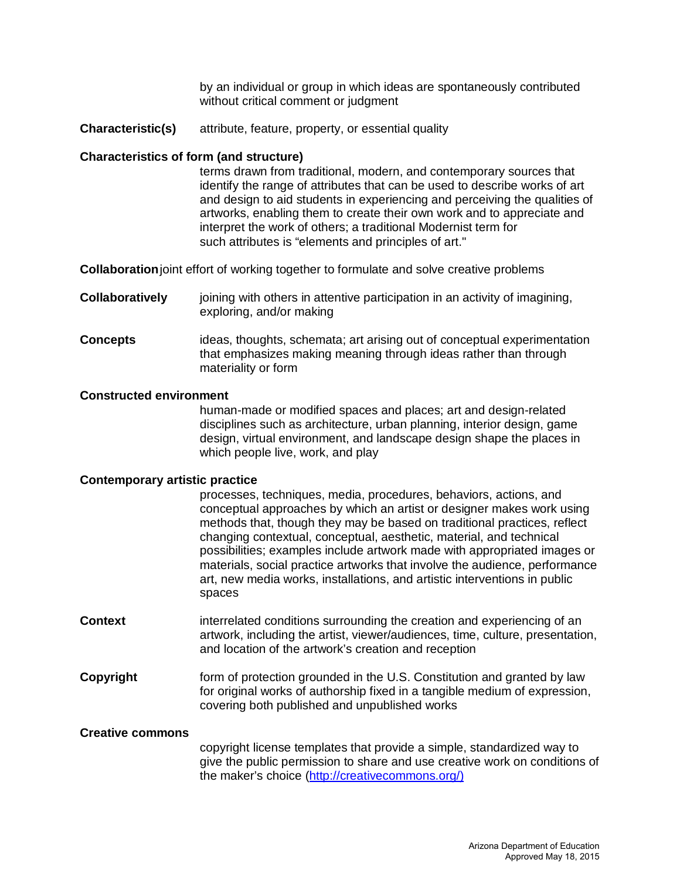by an individual or group in which ideas are spontaneously contributed without critical comment or judgment

**Characteristic(s)** attribute, feature, property, or essential quality

**Characteristics of form (and structure)**
terms drawn from traditional, modern, and contemporary sources that identify the range of attributes that can be used to describe works of art and design to aid students in experiencing and perceiving the qualities of artworks, enabling them to create their own work and to appreciate and interpret the work of others; a traditional Modernist term for such attributes is "elements and principles of art."

**Collaboration** joint effort of working together to formulate and solve creative problems

**Collaboratively** joining with others in attentive participation in an activity of imagining, exploring, and/or making

**Concepts** ideas, thoughts, schemata; art arising out of conceptual experimentation that emphasizes making meaning through ideas rather than through materiality or form

**Constructed environment**
human-made or modified spaces and places; art and design-related disciplines such as architecture, urban planning, interior design, game design, virtual environment, and landscape design shape the places in which people live, work, and play

**Contemporary artistic practice**
processes, techniques, media, procedures, behaviors, actions, and conceptual approaches by which an artist or designer makes work using methods that, though they may be based on traditional practices, reflect changing contextual, conceptual, aesthetic, material, and technical possibilities; examples include artwork made with appropriated images or materials, social practice artworks that involve the audience, performance art, new media works, installations, and artistic interventions in public spaces

**Context** interrelated conditions surrounding the creation and experiencing of an artwork, including the artist, viewer/audiences, time, culture, presentation, and location of the artwork's creation and reception

**Copyright** form of protection grounded in the U.S. Constitution and granted by law for original works of authorship fixed in a tangible medium of expression, covering both published and unpublished works

**Creative commons**
copyright license templates that provide a simple, standardized way to give the public permission to share and use creative work on conditions of the maker's choice (http://creativecommons.org/)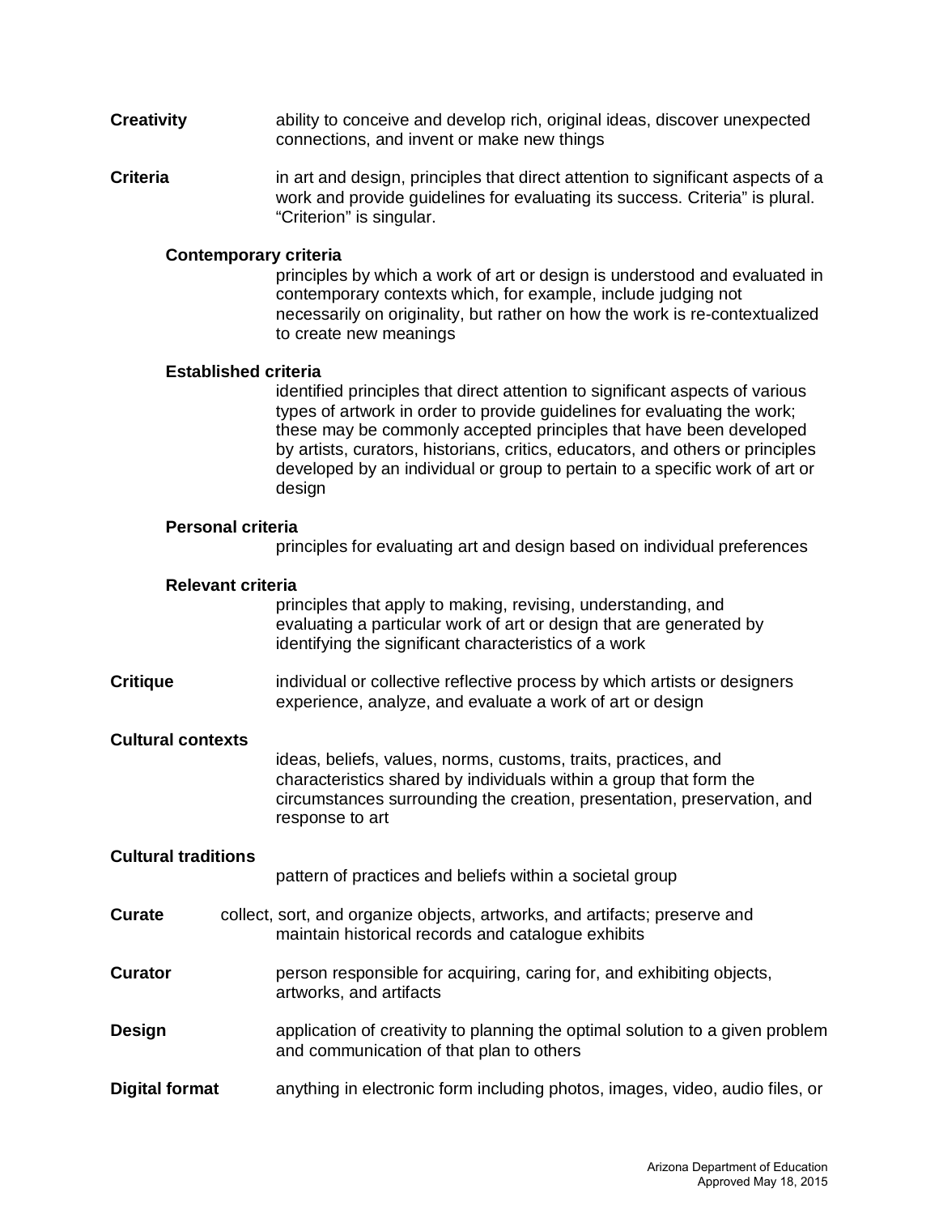**Creativity** ability to conceive and develop rich, original ideas, discover unexpected connections, and invent or make new things

**Criteria** in art and design, principles that direct attention to significant aspects of a work and provide guidelines for evaluating its success. Criteria" is plural. "Criterion" is singular.

**Contemporary criteria**
principles by which a work of art or design is understood and evaluated in contemporary contexts which, for example, include judging not necessarily on originality, but rather on how the work is re-contextualized to create new meanings

**Established criteria**
identified principles that direct attention to significant aspects of various types of artwork in order to provide guidelines for evaluating the work; these may be commonly accepted principles that have been developed by artists, curators, historians, critics, educators, and others or principles developed by an individual or group to pertain to a specific work of art or design

**Personal criteria**
principles for evaluating art and design based on individual preferences

**Relevant criteria**
principles that apply to making, revising, understanding, and evaluating a particular work of art or design that are generated by identifying the significant characteristics of a work

**Critique** individual or collective reflective process by which artists or designers experience, analyze, and evaluate a work of art or design

**Cultural contexts**
ideas, beliefs, values, norms, customs, traits, practices, and characteristics shared by individuals within a group that form the circumstances surrounding the creation, presentation, preservation, and response to art

**Cultural traditions**
pattern of practices and beliefs within a societal group

**Curate** collect, sort, and organize objects, artworks, and artifacts; preserve and maintain historical records and catalogue exhibits

**Curator** person responsible for acquiring, caring for, and exhibiting objects, artworks, and artifacts

**Design** application of creativity to planning the optimal solution to a given problem and communication of that plan to others

**Digital format** anything in electronic form including photos, images, video, audio files, or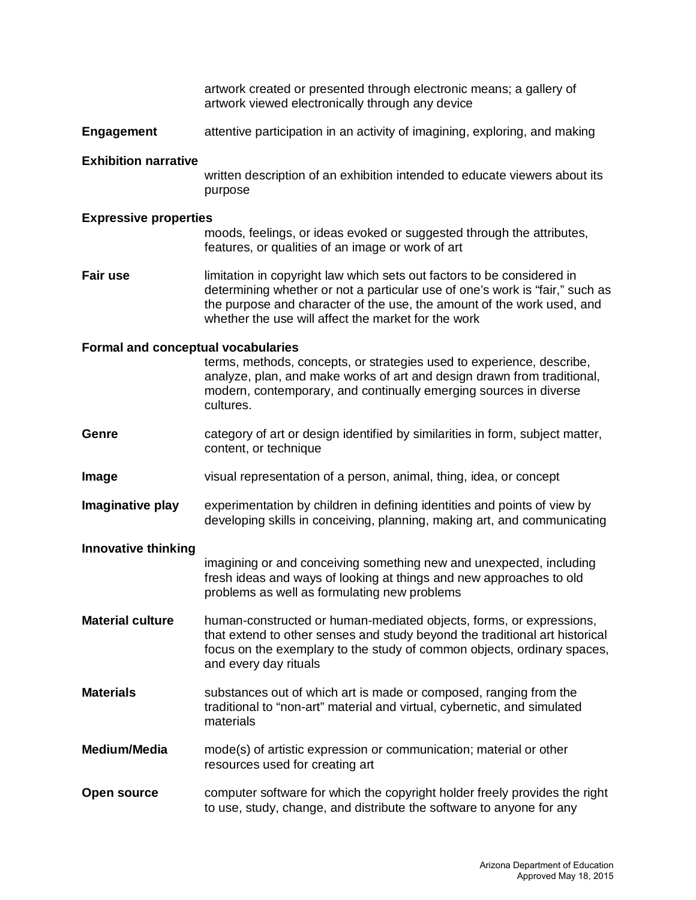artwork created or presented through electronic means; a gallery of artwork viewed electronically through any device

**Engagement** attentive participation in an activity of imagining, exploring, and making

**Exhibition narrative** written description of an exhibition intended to educate viewers about its purpose

**Expressive properties** moods, feelings, or ideas evoked or suggested through the attributes, features, or qualities of an image or work of art

**Fair use** limitation in copyright law which sets out factors to be considered in determining whether or not a particular use of one's work is "fair," such as the purpose and character of the use, the amount of the work used, and whether the use will affect the market for the work

**Formal and conceptual vocabularies** terms, methods, concepts, or strategies used to experience, describe, analyze, plan, and make works of art and design drawn from traditional, modern, contemporary, and continually emerging sources in diverse cultures.

**Genre** category of art or design identified by similarities in form, subject matter, content, or technique

**Image** visual representation of a person, animal, thing, idea, or concept

**Imaginative play** experimentation by children in defining identities and points of view by developing skills in conceiving, planning, making art, and communicating

**Innovative thinking** imagining or and conceiving something new and unexpected, including fresh ideas and ways of looking at things and new approaches to old problems as well as formulating new problems

**Material culture** human-constructed or human-mediated objects, forms, or expressions, that extend to other senses and study beyond the traditional art historical focus on the exemplary to the study of common objects, ordinary spaces, and every day rituals

**Materials** substances out of which art is made or composed, ranging from the traditional to "non-art" material and virtual, cybernetic, and simulated materials

**Medium/Media** mode(s) of artistic expression or communication; material or other resources used for creating art

**Open source** computer software for which the copyright holder freely provides the right to use, study, change, and distribute the software to anyone for any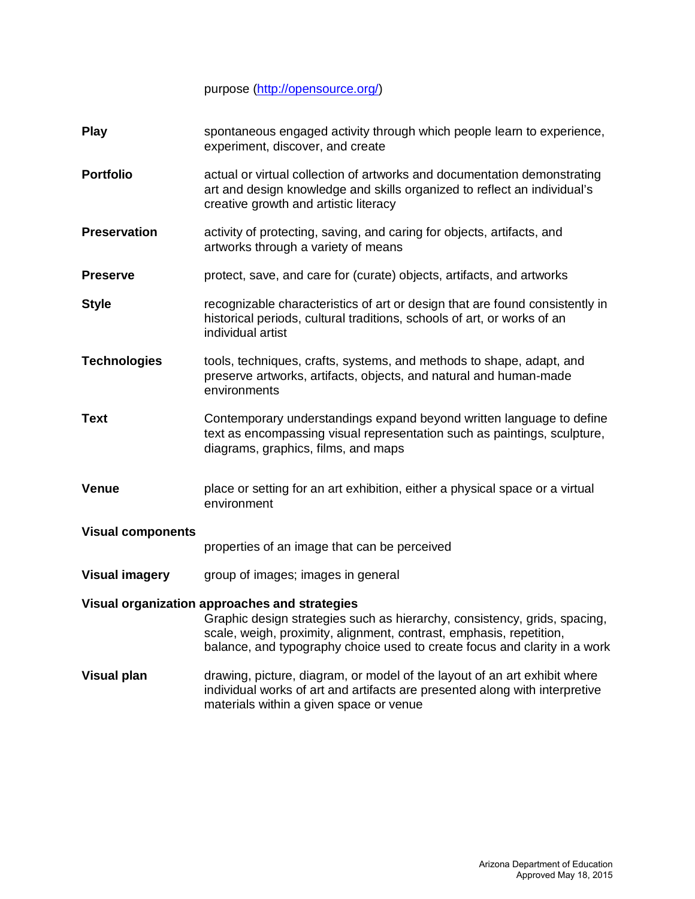purpose (http://opensource.org/)

**Play**
spontaneous engaged activity through which people learn to experience, experiment, discover, and create

**Portfolio**
actual or virtual collection of artworks and documentation demonstrating art and design knowledge and skills organized to reflect an individual's creative growth and artistic literacy

**Preservation**
activity of protecting, saving, and caring for objects, artifacts, and artworks through a variety of means

**Preserve**
protect, save, and care for (curate) objects, artifacts, and artworks

**Style**
recognizable characteristics of art or design that are found consistently in historical periods, cultural traditions, schools of art, or works of an individual artist

**Technologies**
tools, techniques, crafts, systems, and methods to shape, adapt, and preserve artworks, artifacts, objects, and natural and human-made environments

**Text**
Contemporary understandings expand beyond written language to define text as encompassing visual representation such as paintings, sculpture, diagrams, graphics, films, and maps

**Venue**
place or setting for an art exhibition, either a physical space or a virtual environment

**Visual components**
properties of an image that can be perceived

**Visual imagery**
group of images; images in general

**Visual organization approaches and strategies**
Graphic design strategies such as hierarchy, consistency, grids, spacing, scale, weigh, proximity, alignment, contrast, emphasis, repetition, balance, and typography choice used to create focus and clarity in a work

**Visual plan**
drawing, picture, diagram, or model of the layout of an art exhibit where individual works of art and artifacts are presented along with interpretive materials within a given space or venue